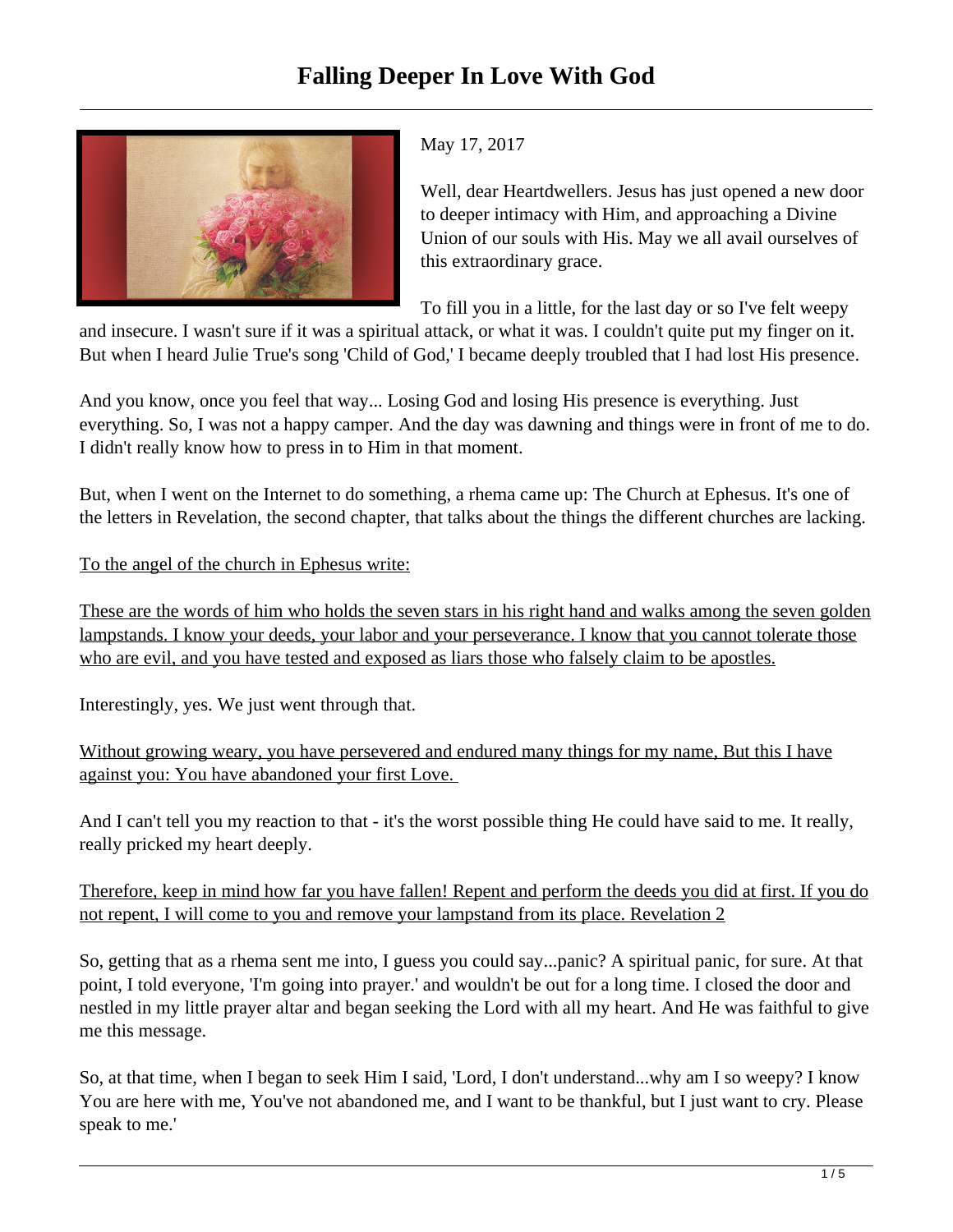# Falling Deeper In Love With God

May 17, 2017

Well, dear Heartdwellers. Jesus has just opened a new door to deeper intimacy with Him, and approaching a Divine Union of our souls with His. May we all avail ourselves of this extraordinary grace.

To fill you in a little, for the last day or so I've felt weepy and insecure. I wasn't sure if it was a spiritual attack, or what it was. I couldn't quite put my finger on it. But when I heard Julie True's song 'Child of God,' I became deeply troubled that I had lost His presence.

And you know, once you feel that way... Losing God and losing His presence is everything. Just everything. So, I was not a happy camper. And the day was dawning and things were in front of me to do. I didn't really know how to press in to Him in that moment.

But, when I went on the Internet to do something, a rhema came up: The Church at Ephesus. It's one of the letters in Revelation, the second chapter, that talks about the things the different churches are lacking.

<u>To the angel of the church in Ephesus write:</u>

<u>These are the words of him who holds the seven stars in his right hand and walks among the seven golden lampstands. I know your deeds, your labor and your perseverance. I know that you cannot tolerate those who are evil, and you have tested and exposed as liars those who falsely claim to be apostles.</u>

Interestingly, yes. We just went through that.

<u>Without growing weary, you have persevered and endured many things for my name, But this I have against you: You have abandoned your first Love.</u>

And I can't tell you my reaction to that - it's the worst possible thing He could have said to me. It really, really pricked my heart deeply.

<u>Therefore, keep in mind how far you have fallen! Repent and perform the deeds you did at first. If you do not repent, I will come to you and remove your lampstand from its place. Revelation 2</u>

So, getting that as a rhema sent me into, I guess you could say...panic? A spiritual panic, for sure. At that point, I told everyone, 'I'm going into prayer.' and wouldn't be out for a long time. I closed the door and nestled in my little prayer altar and began seeking the Lord with all my heart. And He was faithful to give me this message.

So, at that time, when I began to seek Him I said, 'Lord, I don't understand...why am I so weepy? I know You are here with me, You've not abandoned me, and I want to be thankful, but I just want to cry. Please speak to me.'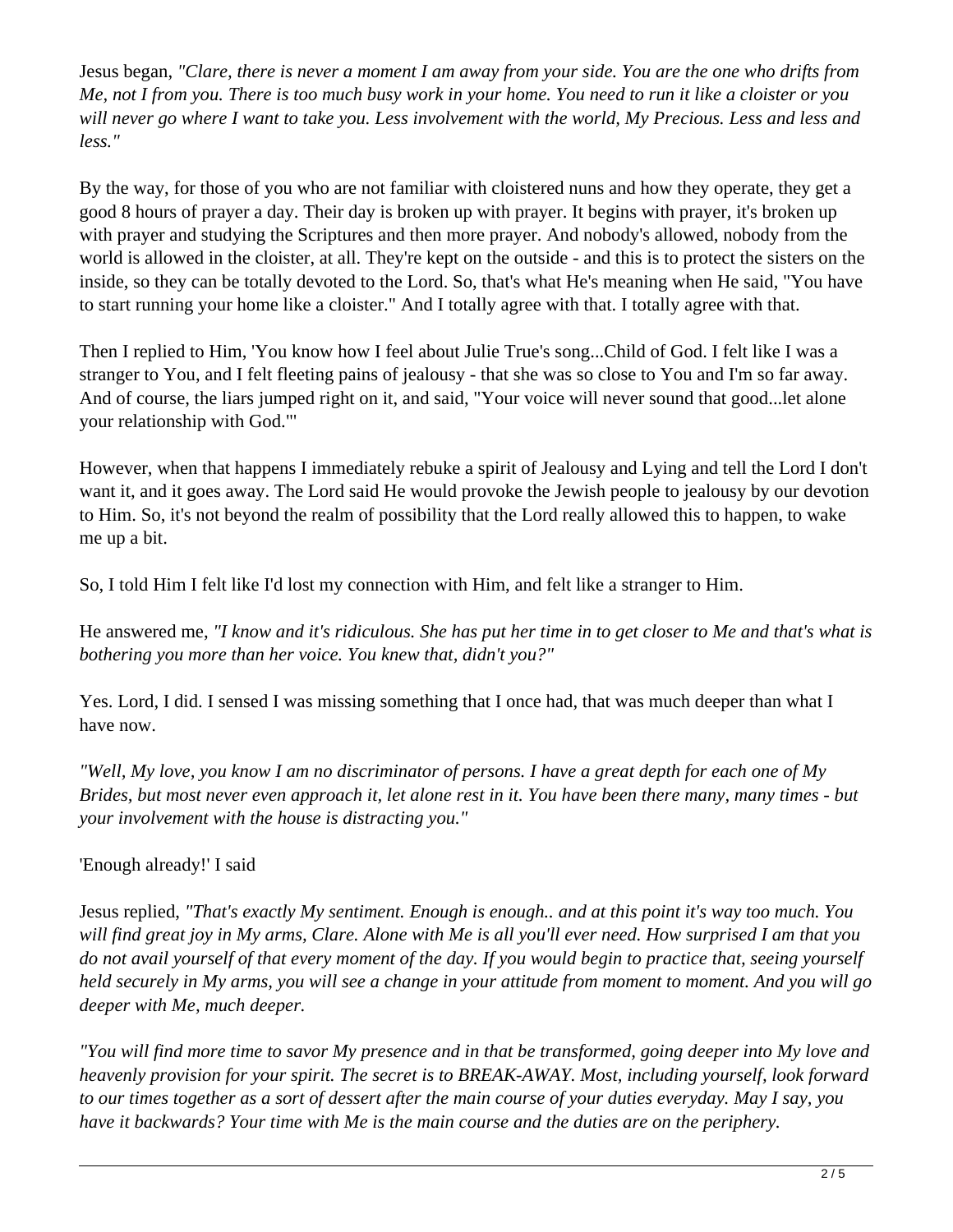Jesus began, *"Clare, there is never a moment I am away from your side. You are the one who drifts from Me, not I from you. There is too much busy work in your home. You need to run it like a cloister or you will never go where I want to take you. Less involvement with the world, My Precious. Less and less and less."*

By the way, for those of you who are not familiar with cloistered nuns and how they operate, they get a good 8 hours of prayer a day. Their day is broken up with prayer. It begins with prayer, it's broken up with prayer and studying the Scriptures and then more prayer. And nobody's allowed, nobody from the world is allowed in the cloister, at all. They're kept on the outside - and this is to protect the sisters on the inside, so they can be totally devoted to the Lord. So, that's what He's meaning when He said, "You have to start running your home like a cloister." And I totally agree with that. I totally agree with that.

Then I replied to Him, 'You know how I feel about Julie True's song...Child of God. I felt like I was a stranger to You, and I felt fleeting pains of jealousy - that she was so close to You and I'm so far away. And of course, the liars jumped right on it, and said, "Your voice will never sound that good...let alone your relationship with God."'

However, when that happens I immediately rebuke a spirit of Jealousy and Lying and tell the Lord I don't want it, and it goes away. The Lord said He would provoke the Jewish people to jealousy by our devotion to Him. So, it's not beyond the realm of possibility that the Lord really allowed this to happen, to wake me up a bit.

So, I told Him I felt like I'd lost my connection with Him, and felt like a stranger to Him.

He answered me, *"I know and it's ridiculous. She has put her time in to get closer to Me and that's what is bothering you more than her voice. You knew that, didn't you?"*

Yes. Lord, I did. I sensed I was missing something that I once had, that was much deeper than what I have now.

*"Well, My love, you know I am no discriminator of persons. I have a great depth for each one of My Brides, but most never even approach it, let alone rest in it. You have been there many, many times - but your involvement with the house is distracting you."*

'Enough already!' I said

Jesus replied, *"That's exactly My sentiment. Enough is enough.. and at this point it's way too much. You will find great joy in My arms, Clare. Alone with Me is all you'll ever need. How surprised I am that you do not avail yourself of that every moment of the day. If you would begin to practice that, seeing yourself held securely in My arms, you will see a change in your attitude from moment to moment. And you will go deeper with Me, much deeper.*

*"You will find more time to savor My presence and in that be transformed, going deeper into My love and heavenly provision for your spirit. The secret is to BREAK-AWAY. Most, including yourself, look forward to our times together as a sort of dessert after the main course of your duties everyday. May I say, you have it backwards? Your time with Me is the main course and the duties are on the periphery.*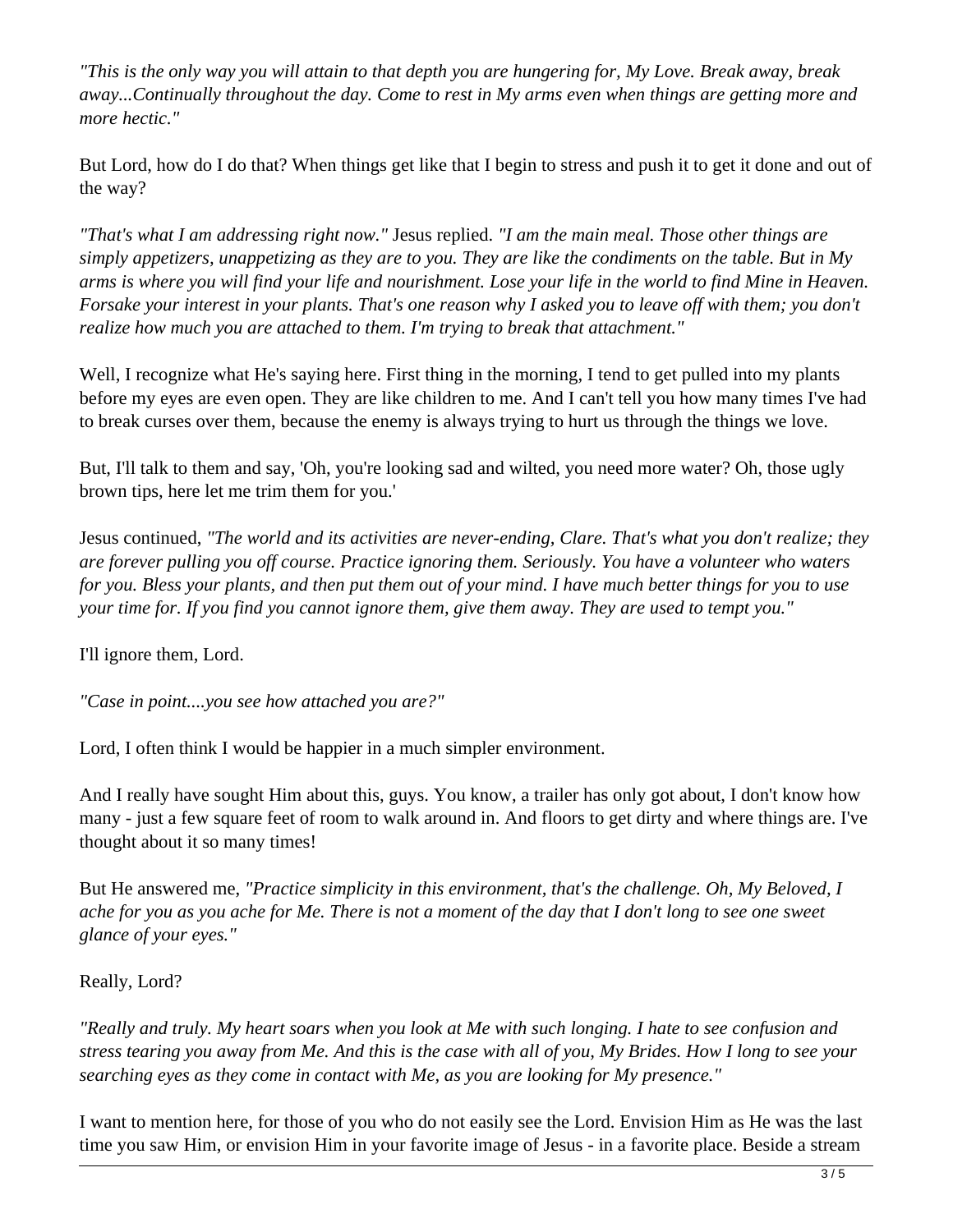*"This is the only way you will attain to that depth you are hungering for, My Love. Break away, break away...Continually throughout the day. Come to rest in My arms even when things are getting more and more hectic."*

But Lord, how do I do that? When things get like that I begin to stress and push it to get it done and out of the way?

*"That's what I am addressing right now."* Jesus replied. *"I am the main meal. Those other things are simply appetizers, unappetizing as they are to you. They are like the condiments on the table. But in My arms is where you will find your life and nourishment. Lose your life in the world to find Mine in Heaven. Forsake your interest in your plants. That's one reason why I asked you to leave off with them; you don't realize how much you are attached to them. I'm trying to break that attachment."*

Well, I recognize what He's saying here. First thing in the morning, I tend to get pulled into my plants before my eyes are even open. They are like children to me. And I can't tell you how many times I've had to break curses over them, because the enemy is always trying to hurt us through the things we love.

But, I'll talk to them and say, 'Oh, you're looking sad and wilted, you need more water? Oh, those ugly brown tips, here let me trim them for you.'

Jesus continued, *"The world and its activities are never-ending, Clare. That's what you don't realize; they are forever pulling you off course. Practice ignoring them. Seriously. You have a volunteer who waters for you. Bless your plants, and then put them out of your mind. I have much better things for you to use your time for. If you find you cannot ignore them, give them away. They are used to tempt you."*

I'll ignore them, Lord.

*"Case in point....you see how attached you are?"*

Lord, I often think I would be happier in a much simpler environment.

And I really have sought Him about this, guys. You know, a trailer has only got about, I don't know how many - just a few square feet of room to walk around in. And floors to get dirty and where things are. I've thought about it so many times!

But He answered me, *"Practice simplicity in this environment, that's the challenge. Oh, My Beloved, I ache for you as you ache for Me. There is not a moment of the day that I don't long to see one sweet glance of your eyes."*

Really, Lord?

*"Really and truly. My heart soars when you look at Me with such longing. I hate to see confusion and stress tearing you away from Me. And this is the case with all of you, My Brides. How I long to see your searching eyes as they come in contact with Me, as you are looking for My presence."*

I want to mention here, for those of you who do not easily see the Lord. Envision Him as He was the last time you saw Him, or envision Him in your favorite image of Jesus - in a favorite place. Beside a stream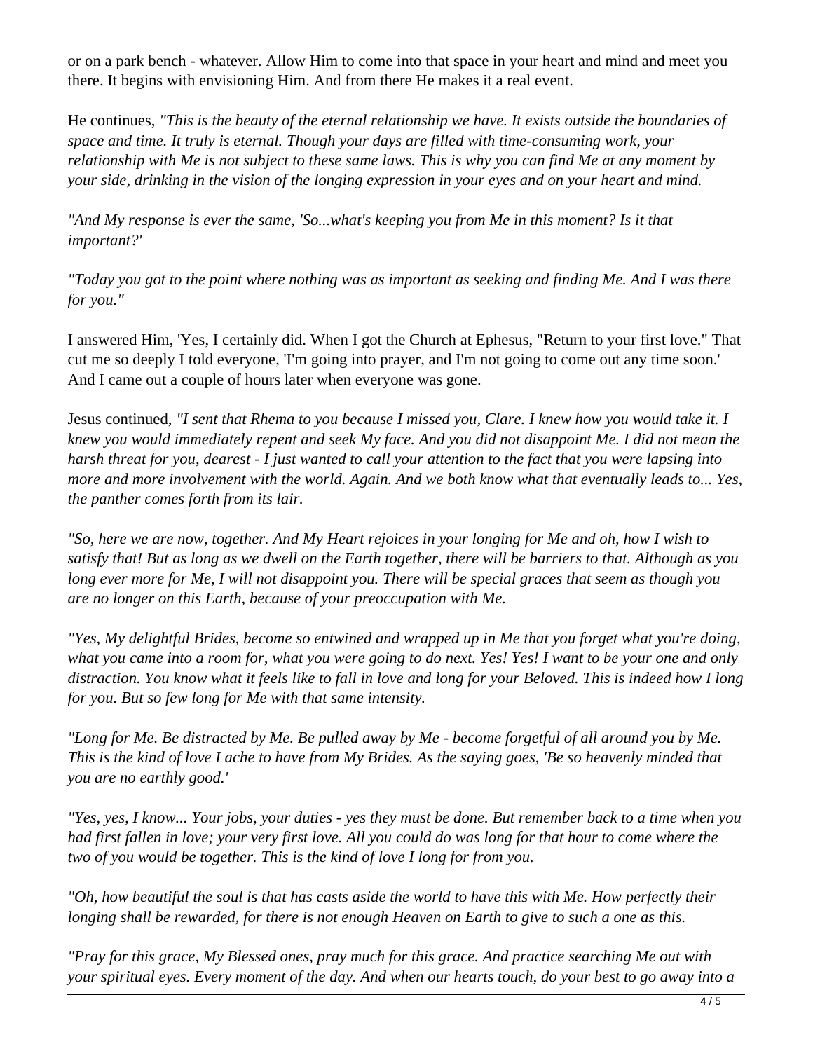or on a park bench - whatever. Allow Him to come into that space in your heart and mind and meet you there. It begins with envisioning Him. And from there He makes it a real event.

He continues, *"This is the beauty of the eternal relationship we have. It exists outside the boundaries of space and time. It truly is eternal. Though your days are filled with time-consuming work, your relationship with Me is not subject to these same laws. This is why you can find Me at any moment by your side, drinking in the vision of the longing expression in your eyes and on your heart and mind.*

*"And My response is ever the same, 'So...what's keeping you from Me in this moment? Is it that important?'*

*"Today you got to the point where nothing was as important as seeking and finding Me. And I was there for you."*

I answered Him, 'Yes, I certainly did. When I got the Church at Ephesus, "Return to your first love." That cut me so deeply I told everyone, 'I'm going into prayer, and I'm not going to come out any time soon.' And I came out a couple of hours later when everyone was gone.

Jesus continued, *"I sent that Rhema to you because I missed you, Clare. I knew how you would take it. I knew you would immediately repent and seek My face. And you did not disappoint Me. I did not mean the harsh threat for you, dearest - I just wanted to call your attention to the fact that you were lapsing into more and more involvement with the world. Again. And we both know what that eventually leads to... Yes, the panther comes forth from its lair.*

*"So, here we are now, together. And My Heart rejoices in your longing for Me and oh, how I wish to satisfy that! But as long as we dwell on the Earth together, there will be barriers to that. Although as you long ever more for Me, I will not disappoint you. There will be special graces that seem as though you are no longer on this Earth, because of your preoccupation with Me.*

*"Yes, My delightful Brides, become so entwined and wrapped up in Me that you forget what you're doing, what you came into a room for, what you were going to do next. Yes! Yes! I want to be your one and only distraction. You know what it feels like to fall in love and long for your Beloved. This is indeed how I long for you. But so few long for Me with that same intensity.*

*"Long for Me. Be distracted by Me. Be pulled away by Me - become forgetful of all around you by Me. This is the kind of love I ache to have from My Brides. As the saying goes, 'Be so heavenly minded that you are no earthly good.'*

*"Yes, yes, I know... Your jobs, your duties - yes they must be done. But remember back to a time when you had first fallen in love; your very first love. All you could do was long for that hour to come where the two of you would be together. This is the kind of love I long for from you.*

*"Oh, how beautiful the soul is that has casts aside the world to have this with Me. How perfectly their longing shall be rewarded, for there is not enough Heaven on Earth to give to such a one as this.*

*"Pray for this grace, My Blessed ones, pray much for this grace. And practice searching Me out with your spiritual eyes. Every moment of the day. And when our hearts touch, do your best to go away into a*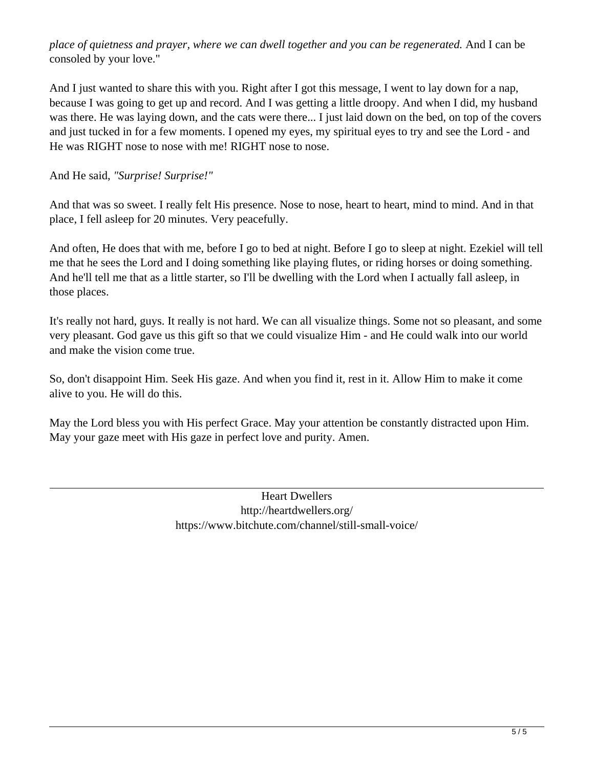*place of quietness and prayer, where we can dwell together and you can be regenerated.* And I can be consoled by your love."

And I just wanted to share this with you. Right after I got this message, I went to lay down for a nap, because I was going to get up and record. And I was getting a little droopy. And when I did, my husband was there. He was laying down, and the cats were there... I just laid down on the bed, on top of the covers and just tucked in for a few moments. I opened my eyes, my spiritual eyes to try and see the Lord - and He was RIGHT nose to nose with me! RIGHT nose to nose.

And He said, *"Surprise! Surprise!"*

And that was so sweet. I really felt His presence. Nose to nose, heart to heart, mind to mind. And in that place, I fell asleep for 20 minutes. Very peacefully.

And often, He does that with me, before I go to bed at night. Before I go to sleep at night. Ezekiel will tell me that he sees the Lord and I doing something like playing flutes, or riding horses or doing something. And he'll tell me that as a little starter, so I'll be dwelling with the Lord when I actually fall asleep, in those places.

It's really not hard, guys. It really is not hard. We can all visualize things. Some not so pleasant, and some very pleasant. God gave us this gift so that we could visualize Him - and He could walk into our world and make the vision come true.

So, don't disappoint Him. Seek His gaze. And when you find it, rest in it. Allow Him to make it come alive to you. He will do this.

May the Lord bless you with His perfect Grace. May your attention be constantly distracted upon Him. May your gaze meet with His gaze in perfect love and purity. Amen.

---

Heart Dwellers
http://heartdwellers.org/
https://www.bitchute.com/channel/still-small-voice/